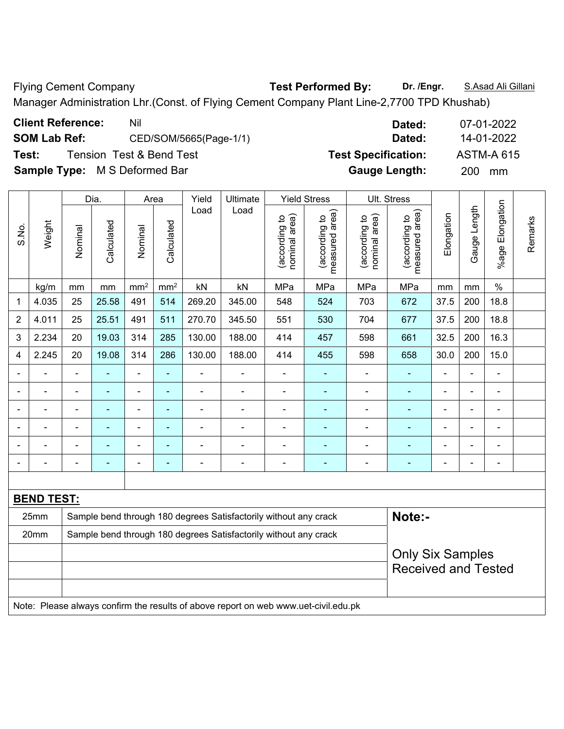Flying Cement Company **Test Performed By:** **Dr. /Engr.** S.Asad Ali Gillani

Manager Administration Lhr.(Const. of Flying Cement Company Plant Line-2,7700 TPD Khushab)

**Client Reference:** Nil **Dated:** 07-01-2022

**SOM Lab Ref:** CED/SOM/5665(Page-1/1) **Dated:** 14-01-2022

**Test:** Tension Test & Bend Test **Test Specification:** ASTM-A 615

**Sample Type:** M S Deformed Bar **Gauge Length:** 200 mm

| S.No. | Weight | Dia. | | Area | | Yield Load | Ultimate Load | Yield Stress | | Ult. Stress | | Elongation | Gauge Length | %age Elongation | Remarks |
|---|---|---|---|---|---|---|---|---|---|---|---|---|---|---|---|
| | | Nominal | Calculated | Nominal | Calculated | | | (according to nominal area) | (according to measured area) | (according to nominal area) | (according to measured area) | | | | |
| | kg/m | mm | mm | mm² | mm² | kN | kN | MPa | MPa | MPa | MPa | mm | mm | % | |
| 1 | 4.035 | 25 | 25.58 | 491 | 514 | 269.20 | 345.00 | 548 | 524 | 703 | 672 | 37.5 | 200 | 18.8 | |
| 2 | 4.011 | 25 | 25.51 | 491 | 511 | 270.70 | 345.50 | 551 | 530 | 704 | 677 | 37.5 | 200 | 18.8 | |
| 3 | 2.234 | 20 | 19.03 | 314 | 285 | 130.00 | 188.00 | 414 | 457 | 598 | 661 | 32.5 | 200 | 16.3 | |
| 4 | 2.245 | 20 | 19.08 | 314 | 286 | 130.00 | 188.00 | 414 | 455 | 598 | 658 | 30.0 | 200 | 15.0 | |
| - | - | - | - | - | - | - | - | - | - | - | - | - | - | - | |
| - | - | - | - | - | - | - | - | - | - | - | - | - | - | - | |
| - | - | - | - | - | - | - | - | - | - | - | - | - | - | - | |
| - | - | - | - | - | - | - | - | - | - | - | - | - | - | - | |
| - | - | - | - | - | - | - | - | - | - | - | - | - | - | - | |
| - | - | - | - | - | - | - | - | - | - | - | - | - | - | - | |

**BEND TEST:**

| | |
|---|---|
| 25mm | Sample bend through 180 degrees Satisfactorily without any crack |
| 20mm | Sample bend through 180 degrees Satisfactorily without any crack |

**Note:-**

Only Six Samples Received and Tested

Note: Please always confirm the results of above report on web www.uet-civil.edu.pk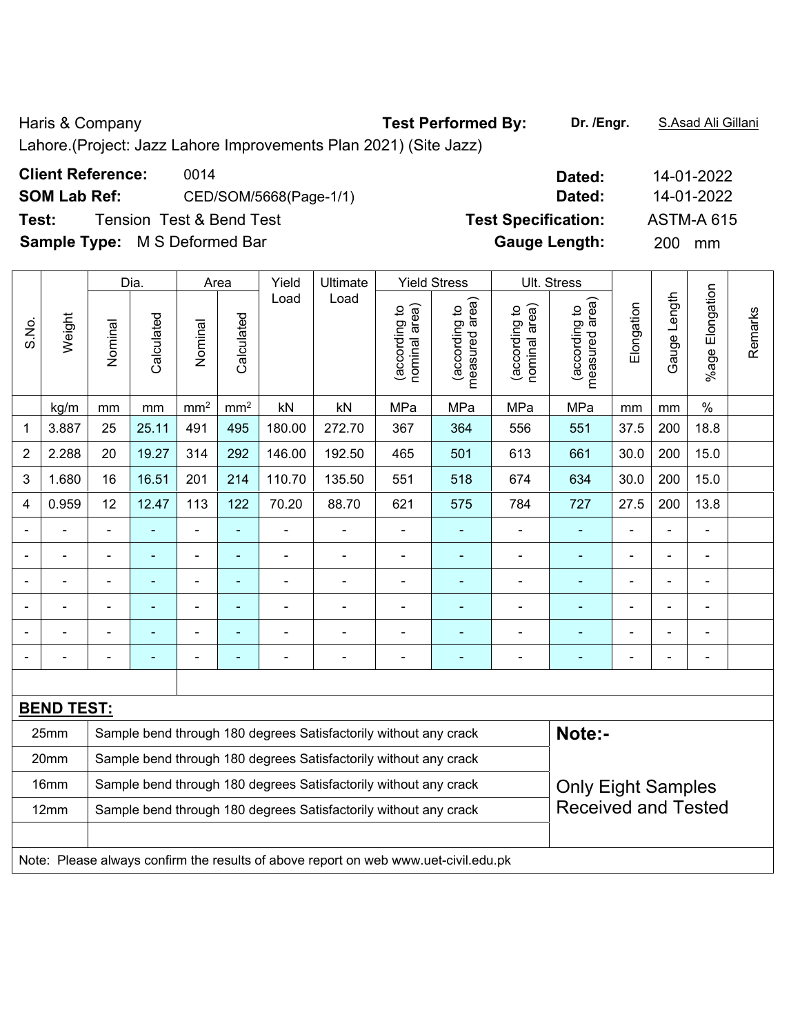Haris & Company **Test Performed By:** **Dr. /Engr.** S.Asad Ali Gillani

Lahore.(Project: Jazz Lahore Improvements Plan 2021) (Site Jazz)

**Client Reference:** 0014 **Dated:** 14-01-2022

**SOM Lab Ref:** CED/SOM/5668(Page-1/1) **Dated:** 14-01-2022

**Test:** Tension Test & Bend Test **Test Specification:** ASTM-A 615

**Sample Type:** M S Deformed Bar **Gauge Length:** 200 mm

| S.No. | Weight | Dia. | | Area | | Yield Load | Ultimate Load | Yield Stress | | Ult. Stress | | Elongation | Gauge Length | %age Elongation | Remarks |
|---|---|---|---|---|---|---|---|---|---|---|---|---|---|---|---|
| | | Nominal | Calculated | Nominal | Calculated | | | (according to nominal area) | (according to measured area) | (according to nominal area) | (according to measured area) | | | | |
| | kg/m | mm | mm | $mm^2$ | $mm^2$ | kN | kN | MPa | MPa | MPa | MPa | mm | mm | % | |
| 1 | 3.887 | 25 | 25.11 | 491 | 495 | 180.00 | 272.70 | 367 | 364 | 556 | 551 | 37.5 | 200 | 18.8 | |
| 2 | 2.288 | 20 | 19.27 | 314 | 292 | 146.00 | 192.50 | 465 | 501 | 613 | 661 | 30.0 | 200 | 15.0 | |
| 3 | 1.680 | 16 | 16.51 | 201 | 214 | 110.70 | 135.50 | 551 | 518 | 674 | 634 | 30.0 | 200 | 15.0 | |
| 4 | 0.959 | 12 | 12.47 | 113 | 122 | 70.20 | 88.70 | 621 | 575 | 784 | 727 | 27.5 | 200 | 13.8 | |
| - | - | - | - | - | - | - | - | - | - | - | - | - | - | - | |
| - | - | - | - | - | - | - | - | - | - | - | - | - | - | - | |
| - | - | - | - | - | - | - | - | - | - | - | - | - | - | - | |
| - | - | - | - | - | - | - | - | - | - | - | - | - | - | - | |
| - | - | - | - | - | - | - | - | - | - | - | - | - | - | - | |
| - | - | - | - | - | - | - | - | - | - | - | - | - | - | - | |

**BEND TEST:**

| Size | Result |
|---|---|
| 25mm | Sample bend through 180 degrees Satisfactorily without any crack |
| 20mm | Sample bend through 180 degrees Satisfactorily without any crack |
| 16mm | Sample bend through 180 degrees Satisfactorily without any crack |
| 12mm | Sample bend through 180 degrees Satisfactorily without any crack |

**Note:-**

Only Eight Samples Received and Tested

Note: Please always confirm the results of above report on web www.uet-civil.edu.pk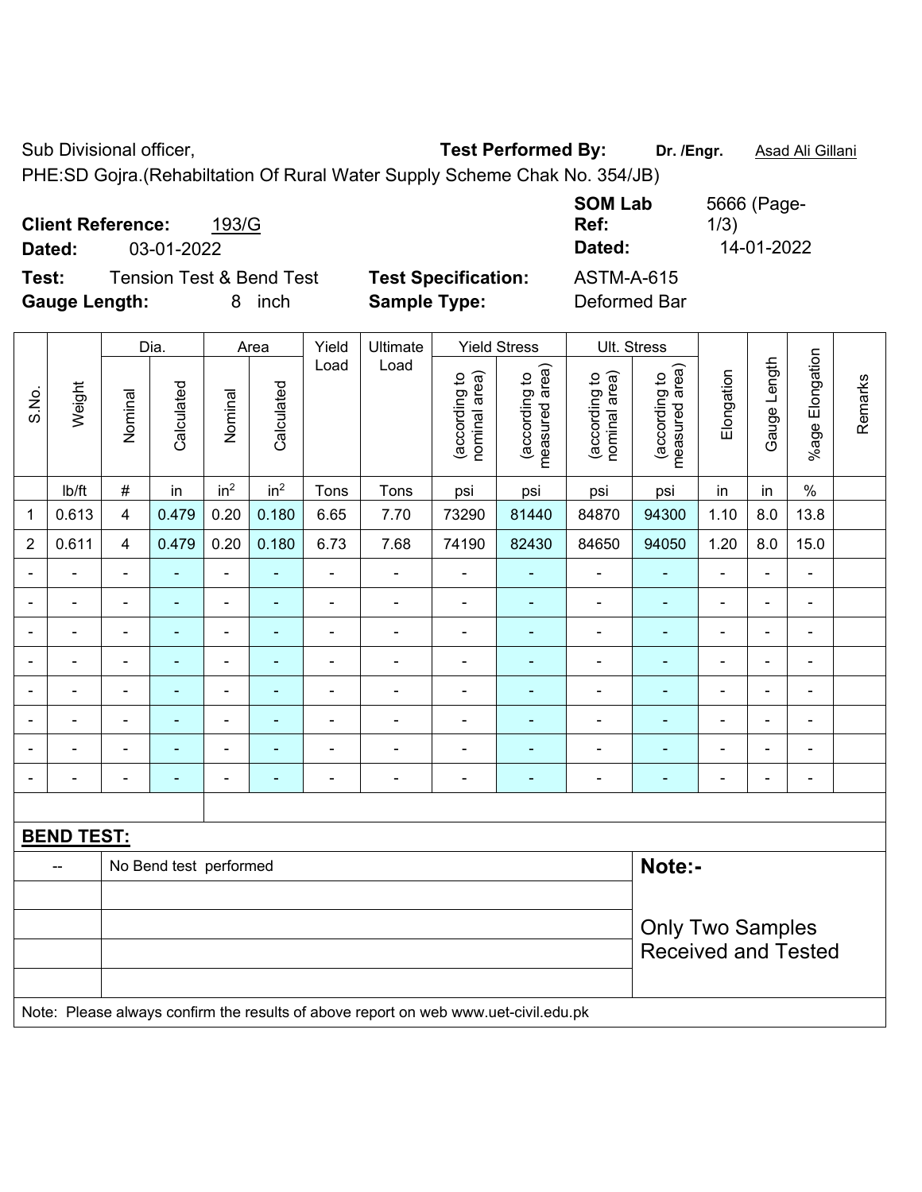Sub Divisional officer, **Test Performed By:** **Dr. /Engr.** Asad Ali Gillani

PHE:SD Gojra.(Rehabiltation Of Rural Water Supply Scheme Chak No. 354/JB)

**Client Reference:** 193/G **SOM Lab Ref:** 5666 (Page-1/3)

**Dated:** 03-01-2022 **Dated:** 14-01-2022

**Test:** Tension Test & Bend Test **Test Specification:** ASTM-A-615

**Gauge Length:** 8 inch **Sample Type:** Deformed Bar

| S.No. | Weight | Dia. | | Area | | Yield Load | Ultimate Load | Yield Stress | | Ult. Stress | | Elongation | Gauge Length | %age Elongation | Remarks |
|---|---|---|---|---|---|---|---|---|---|---|---|---|---|---|---|
| | | Nominal | Calculated | Nominal | Calculated | | | (according to nominal area) | (according to measured area) | (according to nominal area) | (according to measured area) | | | | |
| | lb/ft | # | in | in² | in² | Tons | Tons | psi | psi | psi | psi | in | in | % | |
| 1 | 0.613 | 4 | 0.479 | 0.20 | 0.180 | 6.65 | 7.70 | 73290 | 81440 | 84870 | 94300 | 1.10 | 8.0 | 13.8 | |
| 2 | 0.611 | 4 | 0.479 | 0.20 | 0.180 | 6.73 | 7.68 | 74190 | 82430 | 84650 | 94050 | 1.20 | 8.0 | 15.0 | |
| - | - | - | - | - | - | - | - | - | - | - | - | - | - | - | |
| - | - | - | - | - | - | - | - | - | - | - | - | - | - | - | |
| - | - | - | - | - | - | - | - | - | - | - | - | - | - | - | |
| - | - | - | - | - | - | - | - | - | - | - | - | - | - | - | |
| - | - | - | - | - | - | - | - | - | - | - | - | - | - | - | |
| - | - | - | - | - | - | - | - | - | - | - | - | - | - | - | |
| - | - | - | - | - | - | - | - | - | - | - | - | - | - | - | |
| - | - | - | - | - | - | - | - | - | - | - | - | - | - | - | |

**BEND TEST:**

| | | |
|---|---|---|
| -- | No Bend test performed | **Note:-** |
| | | Only Two Samples Received and Tested |

Note: Please always confirm the results of above report on web www.uet-civil.edu.pk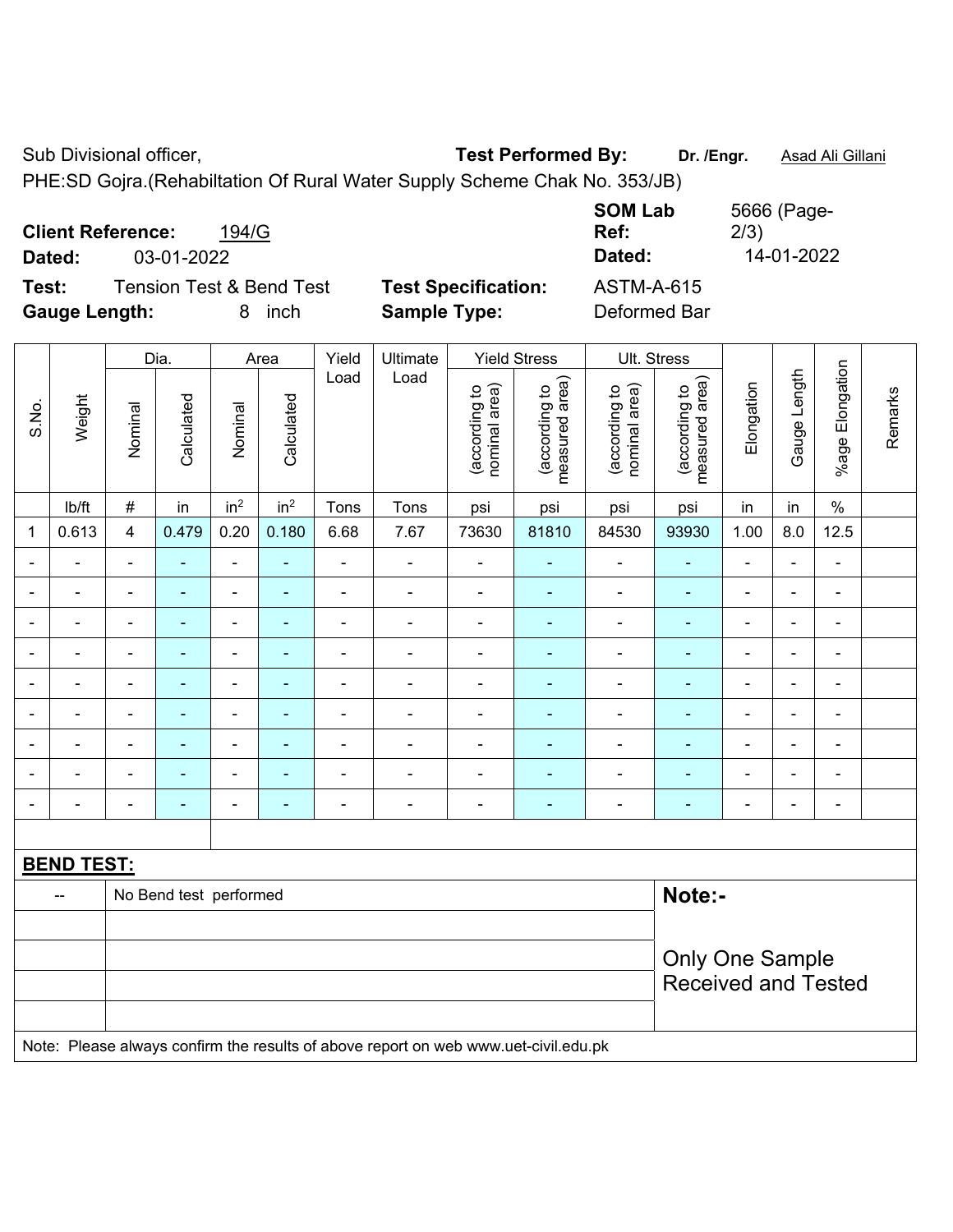Sub Divisional officer, **Test Performed By:** **Dr. /Engr.** Asad Ali Gillani

PHE:SD Gojra.(Rehabiltation Of Rural Water Supply Scheme Chak No. 353/JB)

**Client Reference:** 194/G **SOM Lab Ref:** 5666 (Page-2/3)

**Dated:** 03-01-2022 **Dated:** 14-01-2022

**Test:** Tension Test & Bend Test **Test Specification:** ASTM-A-615

**Gauge Length:** 8 inch **Sample Type:** Deformed Bar

| S.No. | Weight | Dia. | | Area | | Yield Load | Ultimate Load | Yield Stress | | Ult. Stress | | Elongation | Gauge Length | %age Elongation | Remarks |
|---|---|---|---|---|---|---|---|---|---|---|---|---|---|---|---|
| | | Nominal | Calculated | Nominal | Calculated | | | (according to nominal area) | (according to measured area) | (according to nominal area) | (according to measured area) | | | | |
| | lb/ft | # | in | in² | in² | Tons | Tons | psi | psi | psi | psi | in | in | % | |
| 1 | 0.613 | 4 | 0.479 | 0.20 | 0.180 | 6.68 | 7.67 | 73630 | 81810 | 84530 | 93930 | 1.00 | 8.0 | 12.5 | |
| - | - | - | - | - | - | - | - | - | - | - | - | - | - | - | |
| - | - | - | - | - | - | - | - | - | - | - | - | - | - | - | |
| - | - | - | - | - | - | - | - | - | - | - | - | - | - | - | |
| - | - | - | - | - | - | - | - | - | - | - | - | - | - | - | |
| - | - | - | - | - | - | - | - | - | - | - | - | - | - | - | |
| - | - | - | - | - | - | - | - | - | - | - | - | - | - | - | |
| - | - | - | - | - | - | - | - | - | - | - | - | - | - | - | |
| - | - | - | - | - | - | - | - | - | - | - | - | - | - | - | |
| - | - | - | - | - | - | - | - | - | - | - | - | - | - | - | |

**BEND TEST:**

| -- | No Bend test performed |
|---|---|

**Note:-**

Only One Sample Received and Tested

Note: Please always confirm the results of above report on web www.uet-civil.edu.pk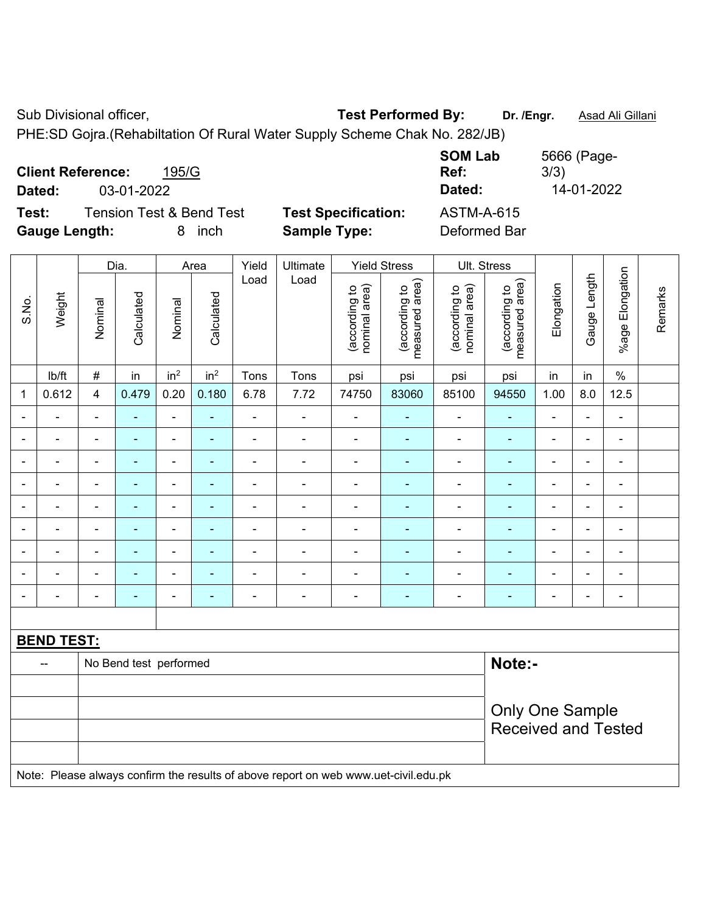Sub Divisional officer, **Test Performed By:** **Dr. /Engr.** Asad Ali Gillani

PHE:SD Gojra.(Rehabiltation Of Rural Water Supply Scheme Chak No. 282/JB)

**Client Reference:** 195/G **SOM Lab Ref:** 5666 (Page-3/3)

**Dated:** 03-01-2022 **Dated:** 14-01-2022

**Test:** Tension Test & Bend Test **Test Specification:** ASTM-A-615

**Gauge Length:** 8 inch **Sample Type:** Deformed Bar

| S.No. | Weight | Dia. | | Area | | Yield Load | Ultimate Load | Yield Stress | | Ult. Stress | | Elongation | Gauge Length | %age Elongation | Remarks |
|---|---|---|---|---|---|---|---|---|---|---|---|---|---|---|---|
| | | Nominal | Calculated | Nominal | Calculated | | | (according to nominal area) | (according to measured area) | (according to nominal area) | (according to measured area) | | | | |
| | lb/ft | # | in | $in^2$ | $in^2$ | Tons | Tons | psi | psi | psi | psi | in | in | % | |
| 1 | 0.612 | 4 | 0.479 | 0.20 | 0.180 | 6.78 | 7.72 | 74750 | 83060 | 85100 | 94550 | 1.00 | 8.0 | 12.5 | |
| - | - | - | - | - | - | - | - | - | - | - | - | - | - | - | |
| - | - | - | - | - | - | - | - | - | - | - | - | - | - | - | |
| - | - | - | - | - | - | - | - | - | - | - | - | - | - | - | |
| - | - | - | - | - | - | - | - | - | - | - | - | - | - | - | |
| - | - | - | - | - | - | - | - | - | - | - | - | - | - | - | |
| - | - | - | - | - | - | - | - | - | - | - | - | - | - | - | |
| - | - | - | - | - | - | - | - | - | - | - | - | - | - | - | |
| - | - | - | - | - | - | - | - | - | - | - | - | - | - | - | |
| - | - | - | - | - | - | - | - | - | - | - | - | - | - | - | |

**BEND TEST:**

| | | |
|---|---|---|
| -- | No Bend test performed | **Note:-** |
| | | Only One Sample Received and Tested |

Note: Please always confirm the results of above report on web www.uet-civil.edu.pk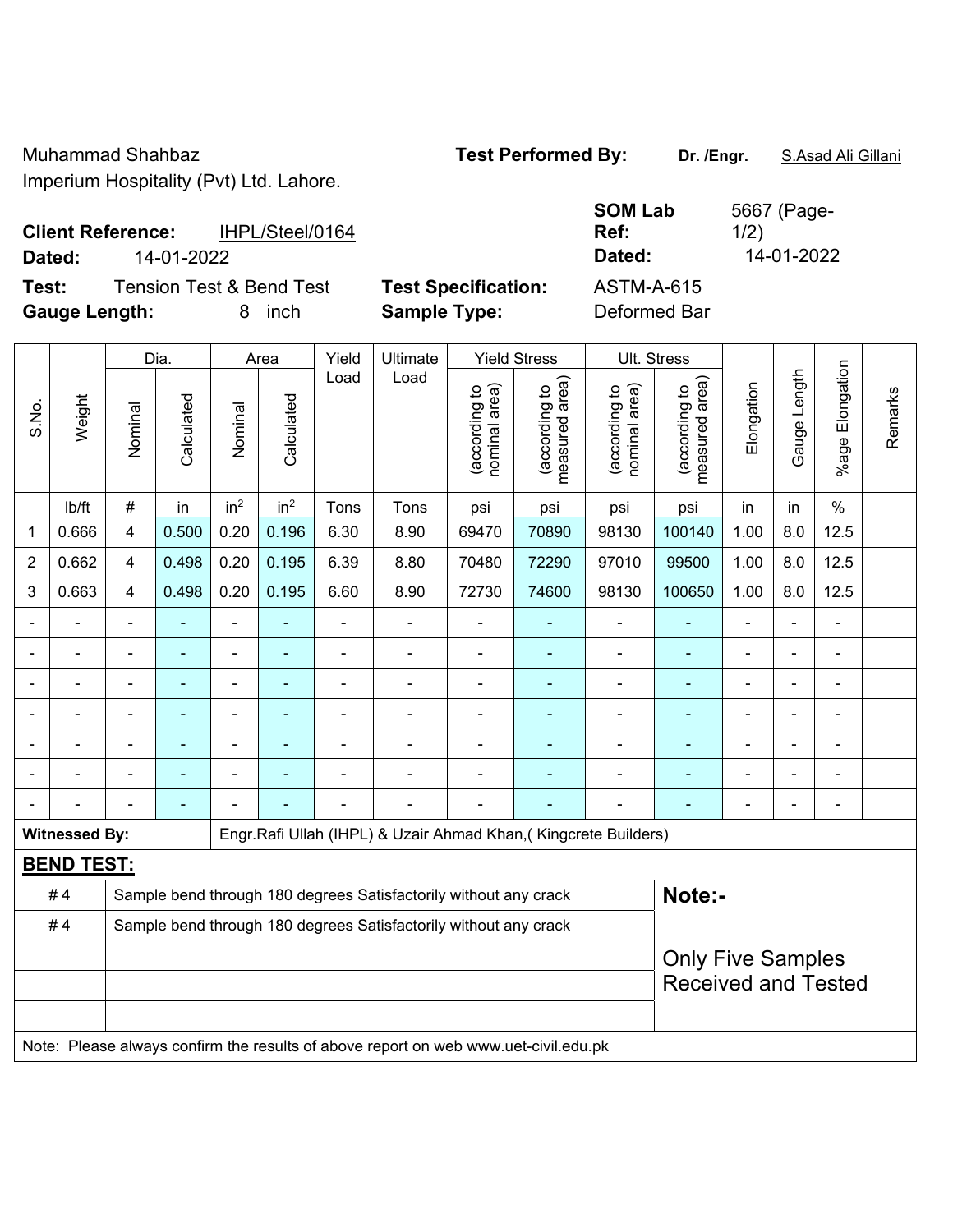Muhammad Shahbaz
Imperium Hospitality (Pvt) Ltd. Lahore.

**Test Performed By:** **Dr. /Engr.** S.Asad Ali Gillani

**Client Reference:** IHPL/Steel/0164
**Dated:** 14-01-2022

**SOM Lab Ref:** 5667 (Page-1/2)
**Dated:** 14-01-2022

**Test:** Tension Test & Bend Test
**Test Specification:** ASTM-A-615
**Gauge Length:** 8 inch
**Sample Type:** Deformed Bar

| S.No. | Weight | Dia. | | Area | | Yield Load | Ultimate Load | Yield Stress | | Ult. Stress | | Elongation | Gauge Length | %age Elongation | Remarks |
|---|---|---|---|---|---|---|---|---|---|---|---|---|---|---|---|
| | | Nominal | Calculated | Nominal | Calculated | | | (according to nominal area) | (according to measured area) | (according to nominal area) | (according to measured area) | | | | |
| | lb/ft | # | in | in$^2$ | in$^2$ | Tons | Tons | psi | psi | psi | psi | in | in | % | |
| 1 | 0.666 | 4 | 0.500 | 0.20 | 0.196 | 6.30 | 8.90 | 69470 | 70890 | 98130 | 100140 | 1.00 | 8.0 | 12.5 | |
| 2 | 0.662 | 4 | 0.498 | 0.20 | 0.195 | 6.39 | 8.80 | 70480 | 72290 | 97010 | 99500 | 1.00 | 8.0 | 12.5 | |
| 3 | 0.663 | 4 | 0.498 | 0.20 | 0.195 | 6.60 | 8.90 | 72730 | 74600 | 98130 | 100650 | 1.00 | 8.0 | 12.5 | |
| - | - | - | - | - | - | - | - | - | - | - | - | - | - | - | |
| - | - | - | - | - | - | - | - | - | - | - | - | - | - | - | |
| - | - | - | - | - | - | - | - | - | - | - | - | - | - | - | |
| - | - | - | - | - | - | - | - | - | - | - | - | - | - | - | |
| - | - | - | - | - | - | - | - | - | - | - | - | - | - | - | |
| - | - | - | - | - | - | - | - | - | - | - | - | - | - | - | |
| - | - | - | - | - | - | - | - | - | - | - | - | - | - | - | |

**Witnessed By:** Engr.Rafi Ullah (IHPL) & Uzair Ahmad Khan,( Kingcrete Builders)

**BEND TEST:**

| | |
|---|---|
| # 4 | Sample bend through 180 degrees Satisfactorily without any crack |
| # 4 | Sample bend through 180 degrees Satisfactorily without any crack |

**Note:-**

Only Five Samples Received and Tested

Note: Please always confirm the results of above report on web www.uet-civil.edu.pk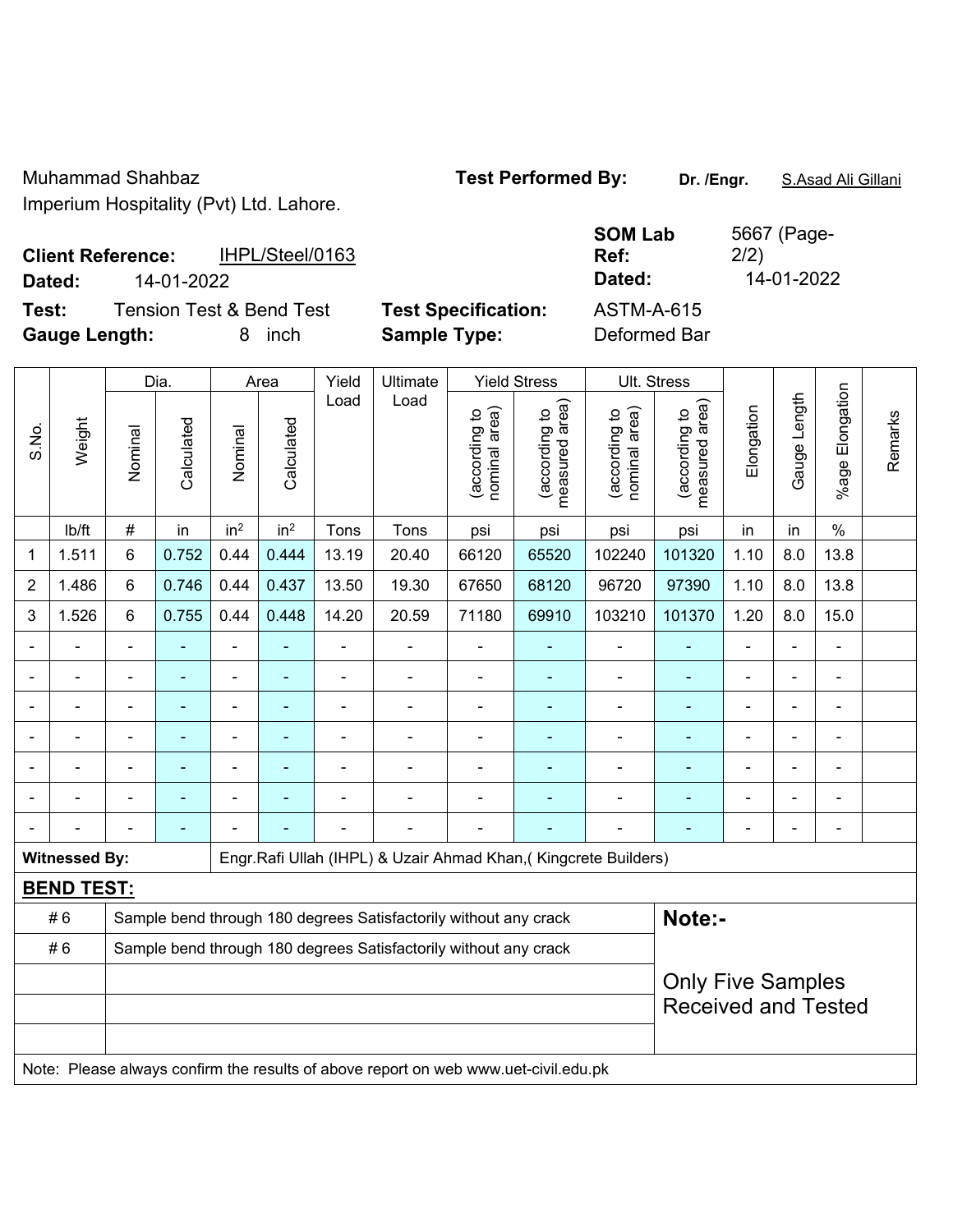Muhammad Shahbaz

Imperium Hospitality (Pvt) Ltd. Lahore.

**Test Performed By:** **Dr. /Engr.** S.Asad Ali Gillani

**Client Reference:** IHPL/Steel/0163

**Dated:** 14-01-2022

**SOM Lab Ref:** 5667 (Page-2/2)

**Dated:** 14-01-2022

**Test:** Tension Test & Bend Test

**Gauge Length:** 8 inch

**Test Specification:** ASTM-A-615

**Sample Type:** Deformed Bar

| S.No. | Weight | Dia. | | Area | | Yield Load | Ultimate Load | Yield Stress | | Ult. Stress | | Elongation | Gauge Length | %age Elongation | Remarks |
|---|---|---|---|---|---|---|---|---|---|---|---|---|---|---|---|
| | | Nominal | Calculated | Nominal | Calculated | | | (according to nominal area) | (according to measured area) | (according to nominal area) | (according to measured area) | | | | |
| | lb/ft | # | in | in² | in² | Tons | Tons | psi | psi | psi | psi | in | in | % | |
| 1 | 1.511 | 6 | 0.752 | 0.44 | 0.444 | 13.19 | 20.40 | 66120 | 65520 | 102240 | 101320 | 1.10 | 8.0 | 13.8 | |
| 2 | 1.486 | 6 | 0.746 | 0.44 | 0.437 | 13.50 | 19.30 | 67650 | 68120 | 96720 | 97390 | 1.10 | 8.0 | 13.8 | |
| 3 | 1.526 | 6 | 0.755 | 0.44 | 0.448 | 14.20 | 20.59 | 71180 | 69910 | 103210 | 101370 | 1.20 | 8.0 | 15.0 | |
| - | - | - | - | - | - | - | - | - | - | - | - | - | - | - | |
| - | - | - | - | - | - | - | - | - | - | - | - | - | - | - | |
| - | - | - | - | - | - | - | - | - | - | - | - | - | - | - | |
| - | - | - | - | - | - | - | - | - | - | - | - | - | - | - | |
| - | - | - | - | - | - | - | - | - | - | - | - | - | - | - | |
| - | - | - | - | - | - | - | - | - | - | - | - | - | - | - | |
| - | - | - | - | - | - | - | - | - | - | - | - | - | - | - | |

**Witnessed By:** Engr.Rafi Ullah (IHPL) & Uzair Ahmad Khan,( Kingcrete Builders)

**BEND TEST:**

| | | |
|---|---|---|
| # 6 | Sample bend through 180 degrees Satisfactorily without any crack | **Note:-** |
| # 6 | Sample bend through 180 degrees Satisfactorily without any crack | Only Five Samples Received and Tested |

Note: Please always confirm the results of above report on web www.uet-civil.edu.pk